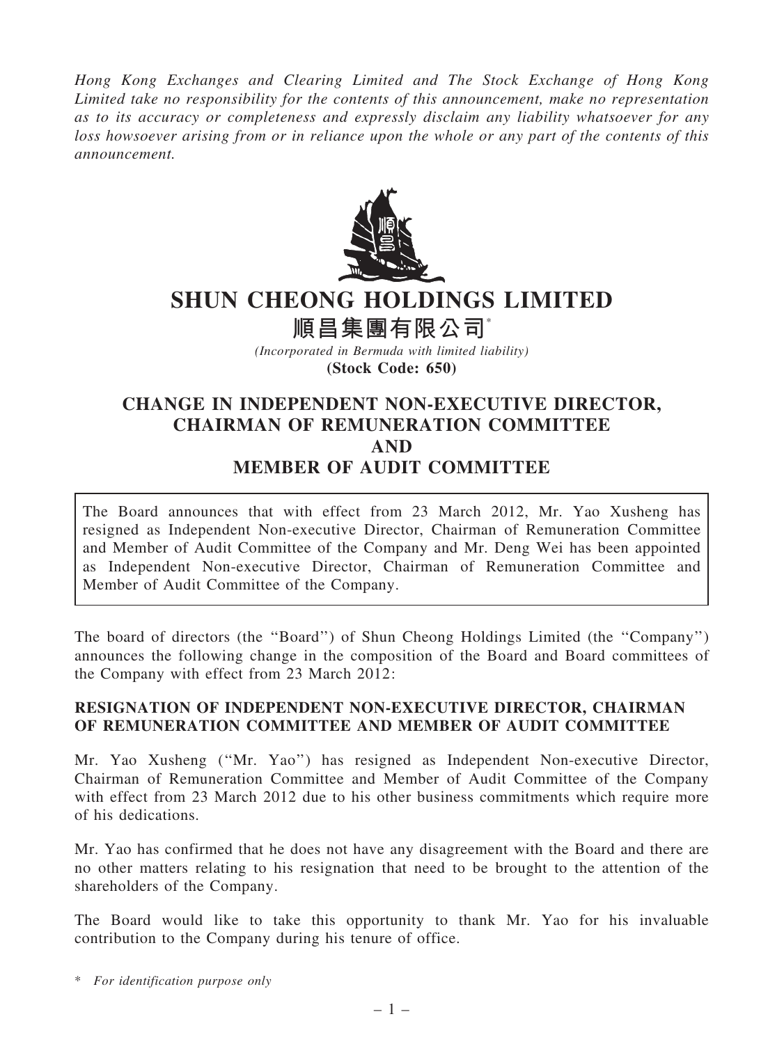*Hong Kong Exchanges and Clearing Limited and The Stock Exchange of Hong Kong Limited take no responsibility for the contents of this announcement, make no representation as to its accuracy or completeness and expressly disclaim any liability whatsoever for any loss howsoever arising from or in reliance upon the whole or any part of the contents of this announcement.*

# SHUN CHEONG HOLDINGS LIMITED

# 順昌集團有限公司*

*(Incorporated in Bermuda with limited liability)*

**(Stock Code: 650)**

## CHANGE IN INDEPENDENT NON-EXECUTIVE DIRECTOR, CHAIRMAN OF REMUNERATION COMMITTEE AND MEMBER OF AUDIT COMMITTEE

The Board announces that with effect from 23 March 2012, Mr. Yao Xusheng has resigned as Independent Non-executive Director, Chairman of Remuneration Committee and Member of Audit Committee of the Company and Mr. Deng Wei has been appointed as Independent Non-executive Director, Chairman of Remuneration Committee and Member of Audit Committee of the Company.

The board of directors (the "Board") of Shun Cheong Holdings Limited (the "Company") announces the following change in the composition of the Board and Board committees of the Company with effect from 23 March 2012:

### RESIGNATION OF INDEPENDENT NON-EXECUTIVE DIRECTOR, CHAIRMAN OF REMUNERATION COMMITTEE AND MEMBER OF AUDIT COMMITTEE

Mr. Yao Xusheng ("Mr. Yao") has resigned as Independent Non-executive Director, Chairman of Remuneration Committee and Member of Audit Committee of the Company with effect from 23 March 2012 due to his other business commitments which require more of his dedications.

Mr. Yao has confirmed that he does not have any disagreement with the Board and there are no other matters relating to his resignation that need to be brought to the attention of the shareholders of the Company.

The Board would like to take this opportunity to thank Mr. Yao for his invaluable contribution to the Company during his tenure of office.

\* *For identification purpose only*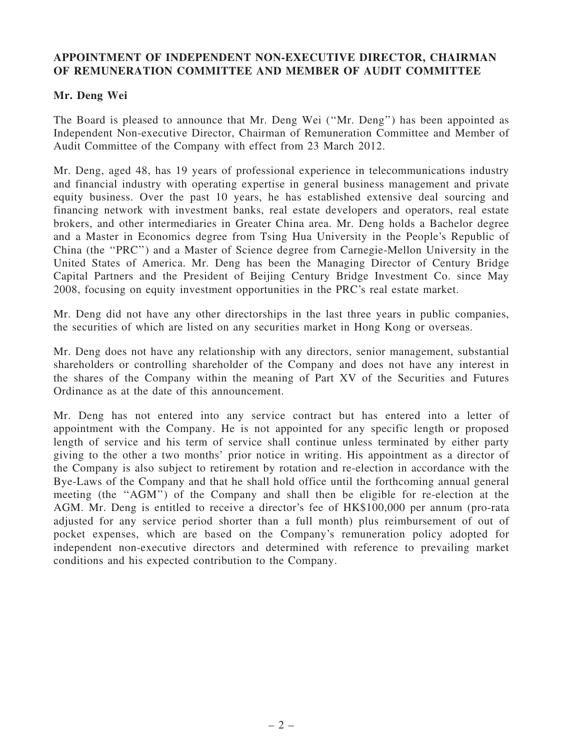## APPOINTMENT OF INDEPENDENT NON-EXECUTIVE DIRECTOR, CHAIRMAN OF REMUNERATION COMMITTEE AND MEMBER OF AUDIT COMMITTEE

**Mr. Deng Wei**

The Board is pleased to announce that Mr. Deng Wei (''Mr. Deng'') has been appointed as Independent Non-executive Director, Chairman of Remuneration Committee and Member of Audit Committee of the Company with effect from 23 March 2012.

Mr. Deng, aged 48, has 19 years of professional experience in telecommunications industry and financial industry with operating expertise in general business management and private equity business. Over the past 10 years, he has established extensive deal sourcing and financing network with investment banks, real estate developers and operators, real estate brokers, and other intermediaries in Greater China area. Mr. Deng holds a Bachelor degree and a Master in Economics degree from Tsing Hua University in the People's Republic of China (the ''PRC'') and a Master of Science degree from Carnegie-Mellon University in the United States of America. Mr. Deng has been the Managing Director of Century Bridge Capital Partners and the President of Beijing Century Bridge Investment Co. since May 2008, focusing on equity investment opportunities in the PRC's real estate market.

Mr. Deng did not have any other directorships in the last three years in public companies, the securities of which are listed on any securities market in Hong Kong or overseas.

Mr. Deng does not have any relationship with any directors, senior management, substantial shareholders or controlling shareholder of the Company and does not have any interest in the shares of the Company within the meaning of Part XV of the Securities and Futures Ordinance as at the date of this announcement.

Mr. Deng has not entered into any service contract but has entered into a letter of appointment with the Company. He is not appointed for any specific length or proposed length of service and his term of service shall continue unless terminated by either party giving to the other a two months' prior notice in writing. His appointment as a director of the Company is also subject to retirement by rotation and re-election in accordance with the Bye-Laws of the Company and that he shall hold office until the forthcoming annual general meeting (the ''AGM'') of the Company and shall then be eligible for re-election at the AGM. Mr. Deng is entitled to receive a director's fee of HK$100,000 per annum (pro-rata adjusted for any service period shorter than a full month) plus reimbursement of out of pocket expenses, which are based on the Company's remuneration policy adopted for independent non-executive directors and determined with reference to prevailing market conditions and his expected contribution to the Company.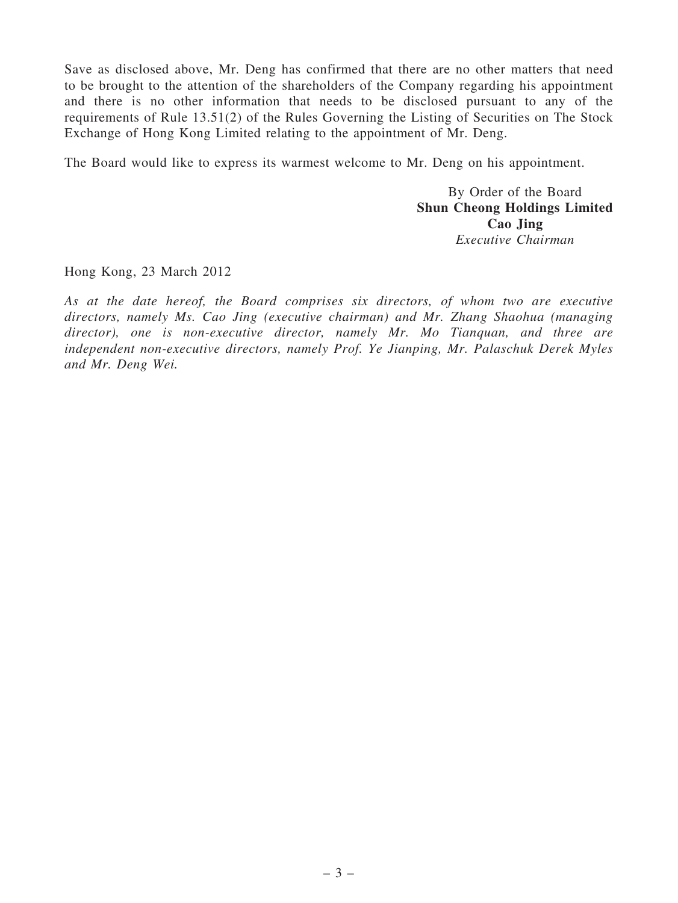Save as disclosed above, Mr. Deng has confirmed that there are no other matters that need to be brought to the attention of the shareholders of the Company regarding his appointment and there is no other information that needs to be disclosed pursuant to any of the requirements of Rule 13.51(2) of the Rules Governing the Listing of Securities on The Stock Exchange of Hong Kong Limited relating to the appointment of Mr. Deng.

The Board would like to express its warmest welcome to Mr. Deng on his appointment.

By Order of the Board
**Shun Cheong Holdings Limited**
**Cao Jing**
*Executive Chairman*

Hong Kong, 23 March 2012

*As at the date hereof, the Board comprises six directors, of whom two are executive directors, namely Ms. Cao Jing (executive chairman) and Mr. Zhang Shaohua (managing director), one is non-executive director, namely Mr. Mo Tianquan, and three are independent non-executive directors, namely Prof. Ye Jianping, Mr. Palaschuk Derek Myles and Mr. Deng Wei.*